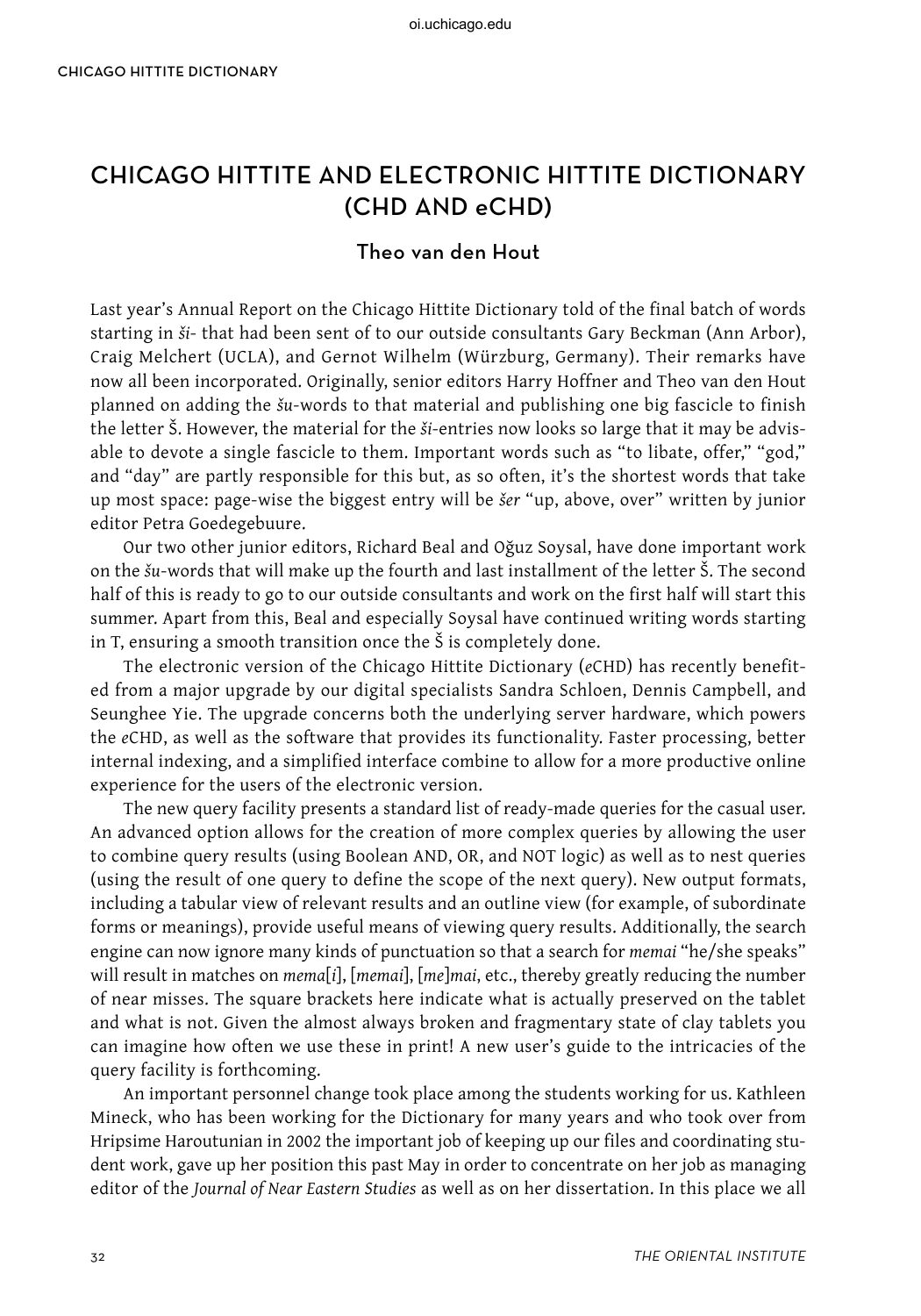# CHICAGO HITTITE AND ELECTRONIC HITTITE DICTIONARY (CHD AND eCHD)

## Theo van den Hout

Last year's Annual Report on the Chicago Hittite Dictionary told of the final batch of words starting in *ši-* that had been sent of to our outside consultants Gary Beckman (Ann Arbor), Craig Melchert (UCLA), and Gernot Wilhelm (Würzburg, Germany). Their remarks have now all been incorporated. Originally, senior editors Harry Hoffner and Theo van den Hout planned on adding the *šu*-words to that material and publishing one big fascicle to finish the letter Š. However, the material for the *ši*-entries now looks so large that it may be advisable to devote a single fascicle to them. Important words such as "to libate, offer," "god," and "day" are partly responsible for this but, as so often, it's the shortest words that take up most space: page-wise the biggest entry will be *šer* "up, above, over" written by junior editor Petra Goedegebuure.

Our two other junior editors, Richard Beal and Oğuz Soysal, have done important work on the *šu*-words that will make up the fourth and last installment of the letter Š. The second half of this is ready to go to our outside consultants and work on the first half will start this summer. Apart from this, Beal and especially Soysal have continued writing words starting in T, ensuring a smooth transition once the Š is completely done.

The electronic version of the Chicago Hittite Dictionary (*e*CHD) has recently benefited from a major upgrade by our digital specialists Sandra Schloen, Dennis Campbell, and Seunghee Yie. The upgrade concerns both the underlying server hardware, which powers the *e*CHD, as well as the software that provides its functionality. Faster processing, better internal indexing, and a simplified interface combine to allow for a more productive online experience for the users of the electronic version.

The new query facility presents a standard list of ready-made queries for the casual user. An advanced option allows for the creation of more complex queries by allowing the user to combine query results (using Boolean AND, OR, and NOT logic) as well as to nest queries (using the result of one query to define the scope of the next query). New output formats, including a tabular view of relevant results and an outline view (for example, of subordinate forms or meanings), provide useful means of viewing query results. Additionally, the search engine can now ignore many kinds of punctuation so that a search for *memai* "he/she speaks" will result in matches on *mema*[*i*], [*memai*], [*me*]*mai*, etc., thereby greatly reducing the number of near misses. The square brackets here indicate what is actually preserved on the tablet and what is not. Given the almost always broken and fragmentary state of clay tablets you can imagine how often we use these in print! A new user's guide to the intricacies of the query facility is forthcoming.

An important personnel change took place among the students working for us. Kathleen Mineck, who has been working for the Dictionary for many years and who took over from Hripsime Haroutunian in 2002 the important job of keeping up our files and coordinating student work, gave up her position this past May in order to concentrate on her job as managing editor of the *Journal of Near Eastern Studies* as well as on her dissertation. In this place we all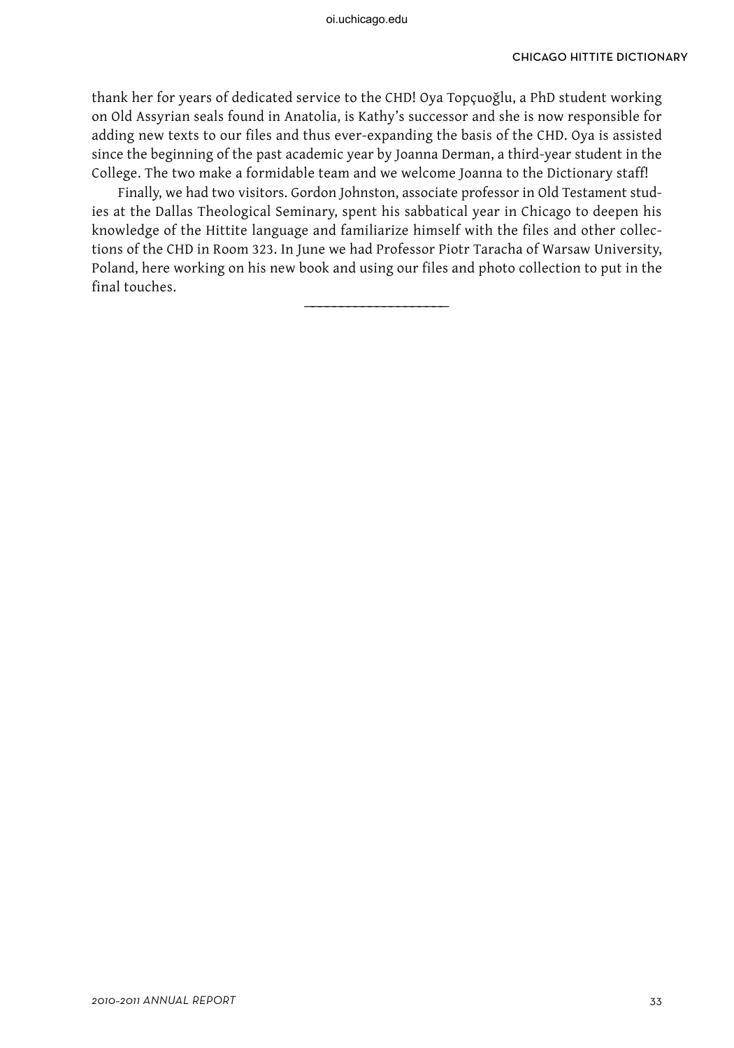thank her for years of dedicated service to the CHD! Oya Topçuoğlu, a PhD student working on Old Assyrian seals found in Anatolia, is Kathy's successor and she is now responsible for adding new texts to our files and thus ever-expanding the basis of the CHD. Oya is assisted since the beginning of the past academic year by Joanna Derman, a third-year student in the College. The two make a formidable team and we welcome Joanna to the Dictionary staff!

Finally, we had two visitors. Gordon Johnston, associate professor in Old Testament studies at the Dallas Theological Seminary, spent his sabbatical year in Chicago to deepen his knowledge of the Hittite language and familiarize himself with the files and other collections of the CHD in Room 323. In June we had Professor Piotr Taracha of Warsaw University, Poland, here working on his new book and using our files and photo collection to put in the final touches.

---